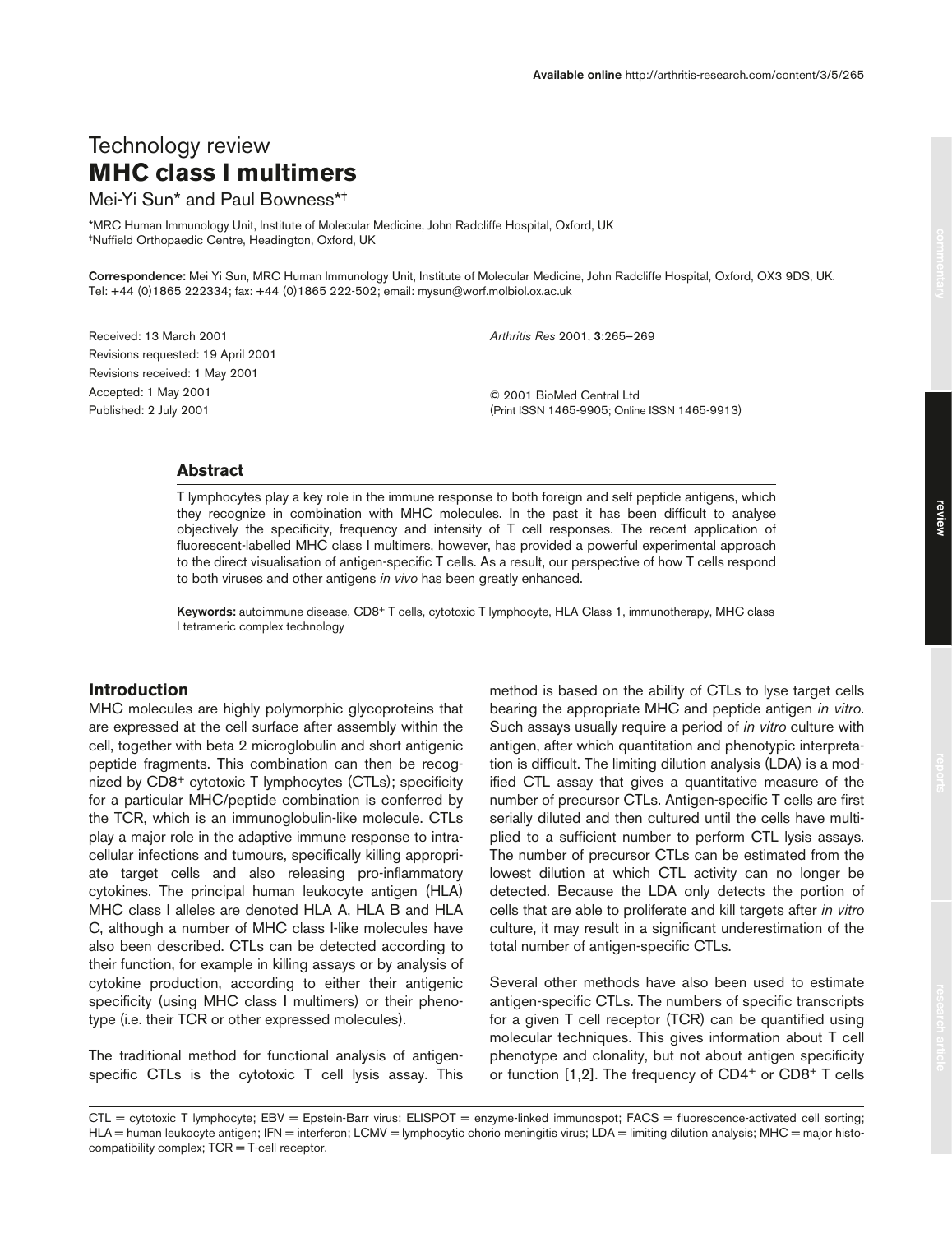Technology review

# MHC class I multimers

Mei-Yi Sun* and Paul Bowness*†

*MRC Human Immunology Unit, Institute of Molecular Medicine, John Radcliffe Hospital, Oxford, UK
†Nuffield Orthopaedic Centre, Headington, Oxford, UK

**Correspondence:** Mei Yi Sun, MRC Human Immunology Unit, Institute of Molecular Medicine, John Radcliffe Hospital, Oxford, OX3 9DS, UK. Tel: +44 (0)1865 222334; fax: +44 (0)1865 222-502; email: mysun@worf.molbiol.ox.ac.uk

Received: 13 March 2001
Revisions requested: 19 April 2001
Revisions received: 1 May 2001
Accepted: 1 May 2001
Published: 2 July 2001

*Arthritis Res* 2001, **3**:265–269

© 2001 BioMed Central Ltd
(Print ISSN 1465-9905; Online ISSN 1465-9913)

## Abstract

T lymphocytes play a key role in the immune response to both foreign and self peptide antigens, which they recognize in combination with MHC molecules. In the past it has been difficult to analyse objectively the specificity, frequency and intensity of T cell responses. The recent application of fluorescent-labelled MHC class I multimers, however, has provided a powerful experimental approach to the direct visualisation of antigen-specific T cells. As a result, our perspective of how T cells respond to both viruses and other antigens *in vivo* has been greatly enhanced.

**Keywords:** autoimmune disease, CD8+ T cells, cytotoxic T lymphocyte, HLA Class 1, immunotherapy, MHC class I tetrameric complex technology

## Introduction

MHC molecules are highly polymorphic glycoproteins that are expressed at the cell surface after assembly within the cell, together with beta 2 microglobulin and short antigenic peptide fragments. This combination can then be recognized by CD8+ cytotoxic T lymphocytes (CTLs); specificity for a particular MHC/peptide combination is conferred by the TCR, which is an immunoglobulin-like molecule. CTLs play a major role in the adaptive immune response to intracellular infections and tumours, specifically killing appropriate target cells and also releasing pro-inflammatory cytokines. The principal human leukocyte antigen (HLA) MHC class I alleles are denoted HLA A, HLA B and HLA C, although a number of MHC class I-like molecules have also been described. CTLs can be detected according to their function, for example in killing assays or by analysis of cytokine production, according to either their antigenic specificity (using MHC class I multimers) or their phenotype (i.e. their TCR or other expressed molecules).

The traditional method for functional analysis of antigen-specific CTLs is the cytotoxic T cell lysis assay. This method is based on the ability of CTLs to lyse target cells bearing the appropriate MHC and peptide antigen *in vitro*. Such assays usually require a period of *in vitro* culture with antigen, after which quantitation and phenotypic interpretation is difficult. The limiting dilution analysis (LDA) is a modified CTL assay that gives a quantitative measure of the number of precursor CTLs. Antigen-specific T cells are first serially diluted and then cultured until the cells have multiplied to a sufficient number to perform CTL lysis assays. The number of precursor CTLs can be estimated from the lowest dilution at which CTL activity can no longer be detected. Because the LDA only detects the portion of cells that are able to proliferate and kill targets after *in vitro* culture, it may result in a significant underestimation of the total number of antigen-specific CTLs.

Several other methods have also been used to estimate antigen-specific CTLs. The numbers of specific transcripts for a given T cell receptor (TCR) can be quantified using molecular techniques. This gives information about T cell phenotype and clonality, but not about antigen specificity or function [1,2]. The frequency of CD4+ or CD8+ T cells

CTL = cytotoxic T lymphocyte; EBV = Epstein-Barr virus; ELISPOT = enzyme-linked immunospot; FACS = fluorescence-activated cell sorting; HLA = human leukocyte antigen; IFN = interferon; LCMV = lymphocytic chorio meningitis virus; LDA = limiting dilution analysis; MHC = major histocompatibility complex; TCR = T-cell receptor.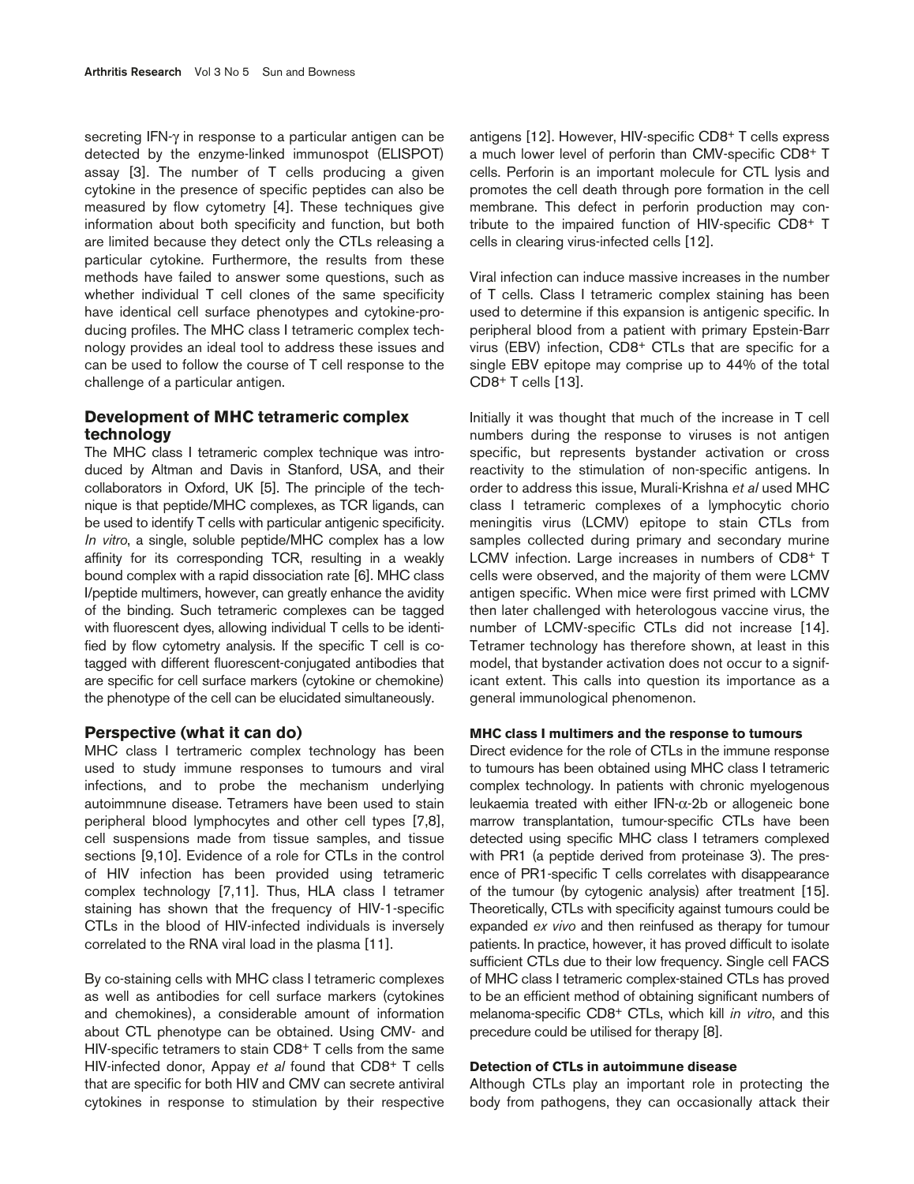secreting IFN-γ in response to a particular antigen can be detected by the enzyme-linked immunospot (ELISPOT) assay [3]. The number of T cells producing a given cytokine in the presence of specific peptides can also be measured by flow cytometry [4]. These techniques give information about both specificity and function, but both are limited because they detect only the CTLs releasing a particular cytokine. Furthermore, the results from these methods have failed to answer some questions, such as whether individual T cell clones of the same specificity have identical cell surface phenotypes and cytokine-producing profiles. The MHC class I tetrameric complex technology provides an ideal tool to address these issues and can be used to follow the course of T cell response to the challenge of a particular antigen.

## Development of MHC tetrameric complex technology

The MHC class I tetrameric complex technique was introduced by Altman and Davis in Stanford, USA, and their collaborators in Oxford, UK [5]. The principle of the technique is that peptide/MHC complexes, as TCR ligands, can be used to identify T cells with particular antigenic specificity. *In vitro*, a single, soluble peptide/MHC complex has a low affinity for its corresponding TCR, resulting in a weakly bound complex with a rapid dissociation rate [6]. MHC class I/peptide multimers, however, can greatly enhance the avidity of the binding. Such tetrameric complexes can be tagged with fluorescent dyes, allowing individual T cells to be identified by flow cytometry analysis. If the specific T cell is co-tagged with different fluorescent-conjugated antibodies that are specific for cell surface markers (cytokine or chemokine) the phenotype of the cell can be elucidated simultaneously.

## Perspective (what it can do)

MHC class I tertrameric complex technology has been used to study immune responses to tumours and viral infections, and to probe the mechanism underlying autoimmnune disease. Tetramers have been used to stain peripheral blood lymphocytes and other cell types [7,8], cell suspensions made from tissue samples, and tissue sections [9,10]. Evidence of a role for CTLs in the control of HIV infection has been provided using tetrameric complex technology [7,11]. Thus, HLA class I tetramer staining has shown that the frequency of HIV-1-specific CTLs in the blood of HIV-infected individuals is inversely correlated to the RNA viral load in the plasma [11].

By co-staining cells with MHC class I tetrameric complexes as well as antibodies for cell surface markers (cytokines and chemokines), a considerable amount of information about CTL phenotype can be obtained. Using CMV- and HIV-specific tetramers to stain $CD8^+$ T cells from the same HIV-infected donor, Appay *et al* found that $CD8^+$ T cells that are specific for both HIV and CMV can secrete antiviral cytokines in response to stimulation by their respective antigens [12]. However, HIV-specific $CD8^+$ T cells express a much lower level of perforin than CMV-specific $CD8^+$ T cells. Perforin is an important molecule for CTL lysis and promotes the cell death through pore formation in the cell membrane. This defect in perforin production may contribute to the impaired function of HIV-specific $CD8^+$ T cells in clearing virus-infected cells [12].

Viral infection can induce massive increases in the number of T cells. Class I tetrameric complex staining has been used to determine if this expansion is antigenic specific. In peripheral blood from a patient with primary Epstein-Barr virus (EBV) infection, $CD8^+$ CTLs that are specific for a single EBV epitope may comprise up to 44% of the total $CD8^+$ T cells [13].

Initially it was thought that much of the increase in T cell numbers during the response to viruses is not antigen specific, but represents bystander activation or cross reactivity to the stimulation of non-specific antigens. In order to address this issue, Murali-Krishna *et al* used MHC class I tetrameric complexes of a lymphocytic chorio meningitis virus (LCMV) epitope to stain CTLs from samples collected during primary and secondary murine LCMV infection. Large increases in numbers of $CD8^+$ T cells were observed, and the majority of them were LCMV antigen specific. When mice were first primed with LCMV then later challenged with heterologous vaccine virus, the number of LCMV-specific CTLs did not increase [14]. Tetramer technology has therefore shown, at least in this model, that bystander activation does not occur to a significant extent. This calls into question its importance as a general immunological phenomenon.

### MHC class I multimers and the response to tumours

Direct evidence for the role of CTLs in the immune response to tumours has been obtained using MHC class I tetrameric complex technology. In patients with chronic myelogenous leukaemia treated with either IFN-α-2b or allogeneic bone marrow transplantation, tumour-specific CTLs have been detected using specific MHC class I tetramers complexed with PR1 (a peptide derived from proteinase 3). The presence of PR1-specific T cells correlates with disappearance of the tumour (by cytogenic analysis) after treatment [15]. Theoretically, CTLs with specificity against tumours could be expanded *ex vivo* and then reinfused as therapy for tumour patients. In practice, however, it has proved difficult to isolate sufficient CTLs due to their low frequency. Single cell FACS of MHC class I tetrameric complex-stained CTLs has proved to be an efficient method of obtaining significant numbers of melanoma-specific $CD8^+$ CTLs, which kill *in vitro*, and this precedure could be utilised for therapy [8].

### Detection of CTLs in autoimmune disease

Although CTLs play an important role in protecting the body from pathogens, they can occasionally attack their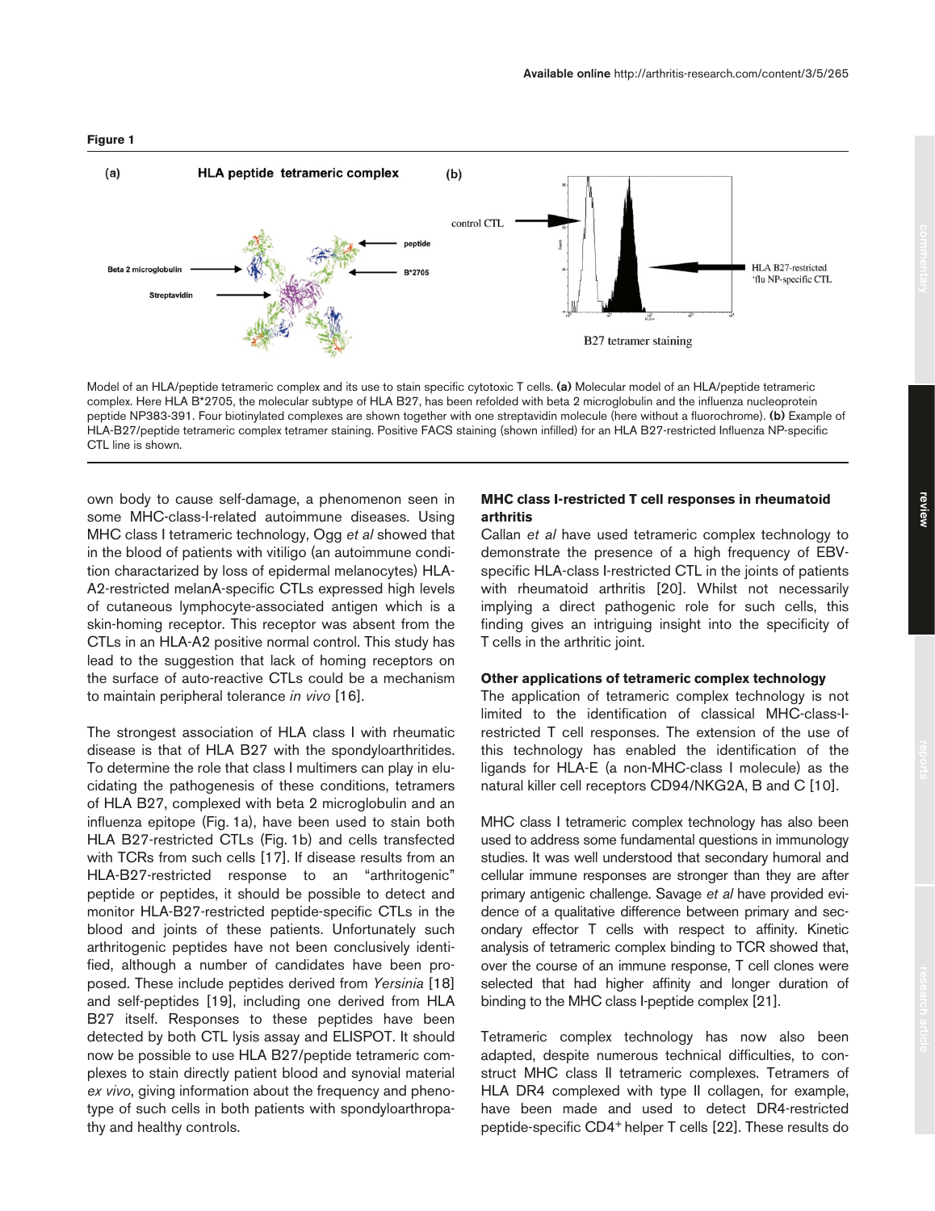**Figure 1**

Model of an HLA/peptide tetrameric complex and its use to stain specific cytotoxic T cells. **(a)** Molecular model of an HLA/peptide tetrameric complex. Here HLA B*2705, the molecular subtype of HLA B27, has been refolded with beta 2 microglobulin and the influenza nucleoprotein peptide NP383-391. Four biotinylated complexes are shown together with one streptavidin molecule (here without a fluorochrome). **(b)** Example of HLA-B27/peptide tetrameric complex tetramer staining. Positive FACS staining (shown infilled) for an HLA B27-restricted Influenza NP-specific CTL line is shown.

own body to cause self-damage, a phenomenon seen in some MHC-class-I-related autoimmune diseases. Using MHC class I tetrameric technology, Ogg *et al* showed that in the blood of patients with vitiligo (an autoimmune condition charactarized by loss of epidermal melanocytes) HLA-A2-restricted melanA-specific CTLs expressed high levels of cutaneous lymphocyte-associated antigen which is a skin-homing receptor. This receptor was absent from the CTLs in an HLA-A2 positive normal control. This study has lead to the suggestion that lack of homing receptors on the surface of auto-reactive CTLs could be a mechanism to maintain peripheral tolerance *in vivo* [16].

The strongest association of HLA class I with rheumatic disease is that of HLA B27 with the spondyloarthritides. To determine the role that class I multimers can play in elucidating the pathogenesis of these conditions, tetramers of HLA B27, complexed with beta 2 microglobulin and an influenza epitope (Fig. 1a), have been used to stain both HLA B27-restricted CTLs (Fig. 1b) and cells transfected with TCRs from such cells [17]. If disease results from an HLA-B27-restricted response to an "arthritogenic" peptide or peptides, it should be possible to detect and monitor HLA-B27-restricted peptide-specific CTLs in the blood and joints of these patients. Unfortunately such arthritogenic peptides have not been conclusively identified, although a number of candidates have been proposed. These include peptides derived from *Yersinia* [18] and self-peptides [19], including one derived from HLA B27 itself. Responses to these peptides have been detected by both CTL lysis assay and ELISPOT. It should now be possible to use HLA B27/peptide tetrameric complexes to stain directly patient blood and synovial material *ex vivo*, giving information about the frequency and phenotype of such cells in both patients with spondyloarthropathy and healthy controls.

### MHC class I-restricted T cell responses in rheumatoid arthritis

Callan *et al* have used tetrameric complex technology to demonstrate the presence of a high frequency of EBV-specific HLA-class I-restricted CTL in the joints of patients with rheumatoid arthritis [20]. Whilst not necessarily implying a direct pathogenic role for such cells, this finding gives an intriguing insight into the specificity of T cells in the arthritic joint.

### Other applications of tetrameric complex technology

The application of tetrameric complex technology is not limited to the identification of classical MHC-class-I-restricted T cell responses. The extension of the use of this technology has enabled the identification of the ligands for HLA-E (a non-MHC-class I molecule) as the natural killer cell receptors CD94/NKG2A, B and C [10].

MHC class I tetrameric complex technology has also been used to address some fundamental questions in immunology studies. It was well understood that secondary humoral and cellular immune responses are stronger than they are after primary antigenic challenge. Savage *et al* have provided evidence of a qualitative difference between primary and secondary effector T cells with respect to affinity. Kinetic analysis of tetrameric complex binding to TCR showed that, over the course of an immune response, T cell clones were selected that had higher affinity and longer duration of binding to the MHC class I-peptide complex [21].

Tetrameric complex technology has now also been adapted, despite numerous technical difficulties, to construct MHC class II tetrameric complexes. Tetramers of HLA DR4 complexed with type II collagen, for example, have been made and used to detect DR4-restricted peptide-specific $CD4^+$ helper T cells [22]. These results do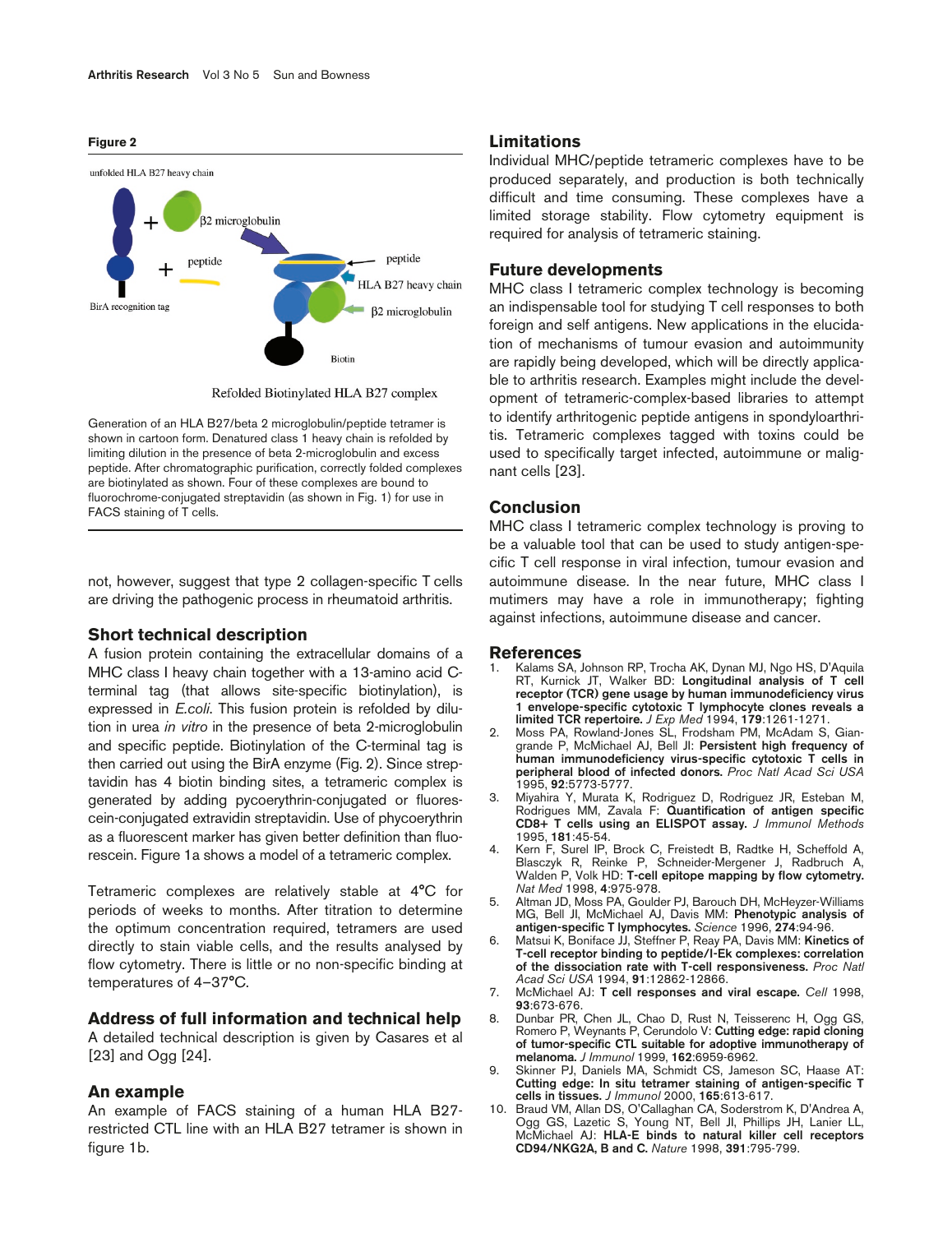**Figure 2**

Generation of an HLA B27/beta 2 microglobulin/peptide tetramer is shown in cartoon form. Denatured class 1 heavy chain is refolded by limiting dilution in the presence of beta 2-microglobulin and excess peptide. After chromatographic purification, correctly folded complexes are biotinylated as shown. Four of these complexes are bound to fluorochrome-conjugated streptavidin (as shown in Fig. 1) for use in FACS staining of T cells.

not, however, suggest that type 2 collagen-specific T cells are driving the pathogenic process in rheumatoid arthritis.

## Short technical description

A fusion protein containing the extracellular domains of a MHC class I heavy chain together with a 13-amino acid C-terminal tag (that allows site-specific biotinylation), is expressed in *E.coli*. This fusion protein is refolded by dilution in urea *in vitro* in the presence of beta 2-microglobulin and specific peptide. Biotinylation of the C-terminal tag is then carried out using the BirA enzyme (Fig. 2). Since streptavidin has 4 biotin binding sites, a tetrameric complex is generated by adding pycoerythrin-conjugated or fluorescein-conjugated extravidin streptavidin. Use of phycoerythrin as a fluorescent marker has given better definition than fluorescein. Figure 1a shows a model of a tetrameric complex.

Tetrameric complexes are relatively stable at 4°C for periods of weeks to months. After titration to determine the optimum concentration required, tetramers are used directly to stain viable cells, and the results analysed by flow cytometry. There is little or no non-specific binding at temperatures of 4–37°C.

## Address of full information and technical help

A detailed technical description is given by Casares et al [23] and Ogg [24].

## An example

An example of FACS staining of a human HLA B27-restricted CTL line with an HLA B27 tetramer is shown in figure 1b.

## Limitations

Individual MHC/peptide tetrameric complexes have to be produced separately, and production is both technically difficult and time consuming. These complexes have a limited storage stability. Flow cytometry equipment is required for analysis of tetrameric staining.

## Future developments

MHC class I tetrameric complex technology is becoming an indispensable tool for studying T cell responses to both foreign and self antigens. New applications in the elucidation of mechanisms of tumour evasion and autoimmunity are rapidly being developed, which will be directly applicable to arthritis research. Examples might include the development of tetrameric-complex-based libraries to attempt to identify arthritogenic peptide antigens in spondyloarthritis. Tetrameric complexes tagged with toxins could be used to specifically target infected, autoimmune or malignant cells [23].

## Conclusion

MHC class I tetrameric complex technology is proving to be a valuable tool that can be used to study antigen-specific T cell response in viral infection, tumour evasion and autoimmune disease. In the near future, MHC class I mutimers may have a role in immunotherapy; fighting against infections, autoimmune disease and cancer.

## References

1. Kalams SA, Johnson RP, Trocha AK, Dynan MJ, Ngo HS, D'Aquila RT, Kurnick JT, Walker BD: **Longitudinal analysis of T cell receptor (TCR) gene usage by human immunodeficiency virus 1 envelope-specific cytotoxic T lymphocyte clones reveals a limited TCR repertoire.** *J Exp Med* 1994, **179**:1261-1271.
2. Moss PA, Rowland-Jones SL, Frodsham PM, McAdam S, Giangrande P, McMichael AJ, Bell JI: **Persistent high frequency of human immunodeficiency virus-specific cytotoxic T cells in peripheral blood of infected donors.** *Proc Natl Acad Sci USA* 1995, **92**:5773-5777.
3. Miyahira Y, Murata K, Rodriguez D, Rodriguez JR, Esteban M, Rodrigues MM, Zavala F: **Quantification of antigen specific CD8+ T cells using an ELISPOT assay.** *J Immunol Methods* 1995, **181**:45-54.
4. Kern F, Surel IP, Brock C, Freistedt B, Radtke H, Scheffold A, Blasczyk R, Reinke P, Schneider-Mergener J, Radbruch A, Walden P, Volk HD: **T-cell epitope mapping by flow cytometry.** *Nat Med* 1998, **4**:975-978.
5. Altman JD, Moss PA, Goulder PJ, Barouch DH, McHeyzer-Williams MG, Bell JI, McMichael AJ, Davis MM: **Phenotypic analysis of antigen-specific T lymphocytes.** *Science* 1996, **274**:94-96.
6. Matsui K, Boniface JJ, Steffner P, Reay PA, Davis MM: **Kinetics of T-cell receptor binding to peptide/I-Ek complexes: correlation of the dissociation rate with T-cell responsiveness.** *Proc Natl Acad Sci USA* 1994, **91**:12862-12866.
7. McMichael AJ: **T cell responses and viral escape.** *Cell* 1998, **93**:673-676.
8. Dunbar PR, Chen JL, Chao D, Rust N, Teisserenc H, Ogg GS, Romero P, Weynants P, Cerundolo V: **Cutting edge: rapid cloning of tumor-specific CTL suitable for adoptive immunotherapy of melanoma.** *J Immunol* 1999, **162**:6959-6962.
9. Skinner PJ, Daniels MA, Schmidt CS, Jameson SC, Haase AT: **Cutting edge: In situ tetramer staining of antigen-specific T cells in tissues.** *J Immunol* 2000, **165**:613-617.
10. Braud VM, Allan DS, O'Callaghan CA, Soderstrom K, D'Andrea A, Ogg GS, Lazetic S, Young NT, Bell JI, Phillips JH, Lanier LL, McMichael AJ: **HLA-E binds to natural killer cell receptors CD94/NKG2A, B and C.** *Nature* 1998, **391**:795-799.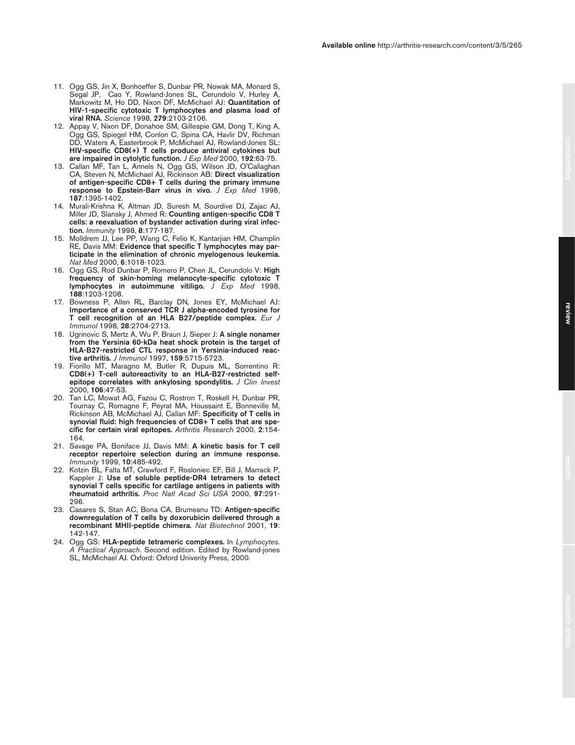11. Ogg GS, Jin X, Bonhoeffer S, Dunbar PR, Nowak MA, Monard S, Segal JP, Cao Y, Rowland-Jones SL, Cerundolo V, Hurley A, Markowitz M, Ho DD, Nixon DF, McMichael AJ: **Quantitation of HIV-1-specific cytotoxic T lymphocytes and plasma load of viral RNA.** *Science* 1998, **279**:2103-2106.
12. Appay V, Nixon DF, Donahoe SM, Gillespie GM, Dong T, King A, Ogg GS, Spiegel HM, Conlon C, Spina CA, Havlir DV, Richman DD, Waters A, Easterbrook P, McMichael AJ, Rowland-Jones SL: **HIV-specific CD8(+) T cells produce antiviral cytokines but are impaired in cytolytic function.** *J Exp Med* 2000, **192**:63-75.
13. Callan MF, Tan L, Annels N, Ogg GS, Wilson JD, O'Callaghan CA, Steven N, McMichael AJ, Rickinson AB: **Direct visualization of antigen-specific CD8+ T cells during the primary immune response to Epstein-Barr virus in vivo.** *J Exp Med* 1998, **187**:1395-1402.
14. Murali-Krishna K, Altman JD, Suresh M, Sourdive DJ, Zajac AJ, Miller JD, Slansky J, Ahmed R: **Counting antigen-specific CD8 T cells: a reevaluation of bystander activation during viral infection.** *Immunity* 1998, **8**:177-187.
15. Molldrem JJ, Lee PP, Wang C, Felio K, Kantarjian HM, Champlin RE, Davis MM: **Evidence that specific T lymphocytes may participate in the elimination of chronic myelogenous leukemia.** *Nat Med* 2000, **6**:1018-1023.
16. Ogg GS, Rod Dunbar P, Romero P, Chen JL, Cerundolo V: **High frequency of skin-homing melanocyte-specific cytotoxic T lymphocytes in autoimmune vitiligo.** *J Exp Med* 1998, **188**:1203-1208.
17. Bowness P, Allen RL, Barclay DN, Jones EY, McMichael AJ: **Importance of a conserved TCR J alpha-encoded tyrosine for T cell recognition of an HLA B27/peptide complex.** *Eur J Immunol* 1998, **28**:2704-2713.
18. Ugrinovic S, Mertz A, Wu P, Braun J, Sieper J: **A single nonamer from the Yersinia 60-kDa heat shock protein is the target of HLA-B27-restricted CTL response in Yersinia-induced reactive arthritis.** *J Immunol* 1997, **159**:5715-5723.
19. Fiorillo MT, Maragno M, Butler R, Dupuis ML, Sorrentino R: **CD8(+) T-cell autoreactivity to an HLA-B27-restricted self-epitope correlates with ankylosing spondylitis.** *J Clin Invest* 2000, **106**:47-53.
20. Tan LC, Mowat AG, Fazou C, Rostron T, Roskell H, Dunbar PR, Tournay C, Romagne F, Peyrat MA, Houssaint E, Bonneville M, Rickinson AB, McMichael AJ, Callan MF: **Specificity of T cells in synovial fluid: high frequencies of CD8+ T cells that are specific for certain viral epitopes.** *Arthritis Research* 2000, **2**:154-164.
21. Savage PA, Boniface JJ, Davis MM: **A kinetic basis for T cell receptor repertoire selection during an immune response.** *Immunity* 1999, **10**:485-492.
22. Kotzin BL, Falta MT, Crawford F, Rosloniec EF, Bill J, Marrack P, Kappler J: **Use of soluble peptide-DR4 tetramers to detect synovial T cells specific for cartilage antigens in patients with rheumatoid arthritis.** *Proc Natl Acad Sci USA* 2000, **97**:291-296.
23. Casares S, Stan AC, Bona CA, Brumeanu TD: **Antigen-specific downregulation of T cells by doxorubicin delivered through a recombinant MHII-peptide chimera.** *Nat Biotechnol* 2001, **19**:142-147.
24. Ogg GS: **HLA-peptide tetrameric complexes.** In *Lymphocytes. A Practical Approach.* Second edition. Edited by Rowland-jones SL, McMichael AJ. Oxford: Oxford Univerity Press, 2000.